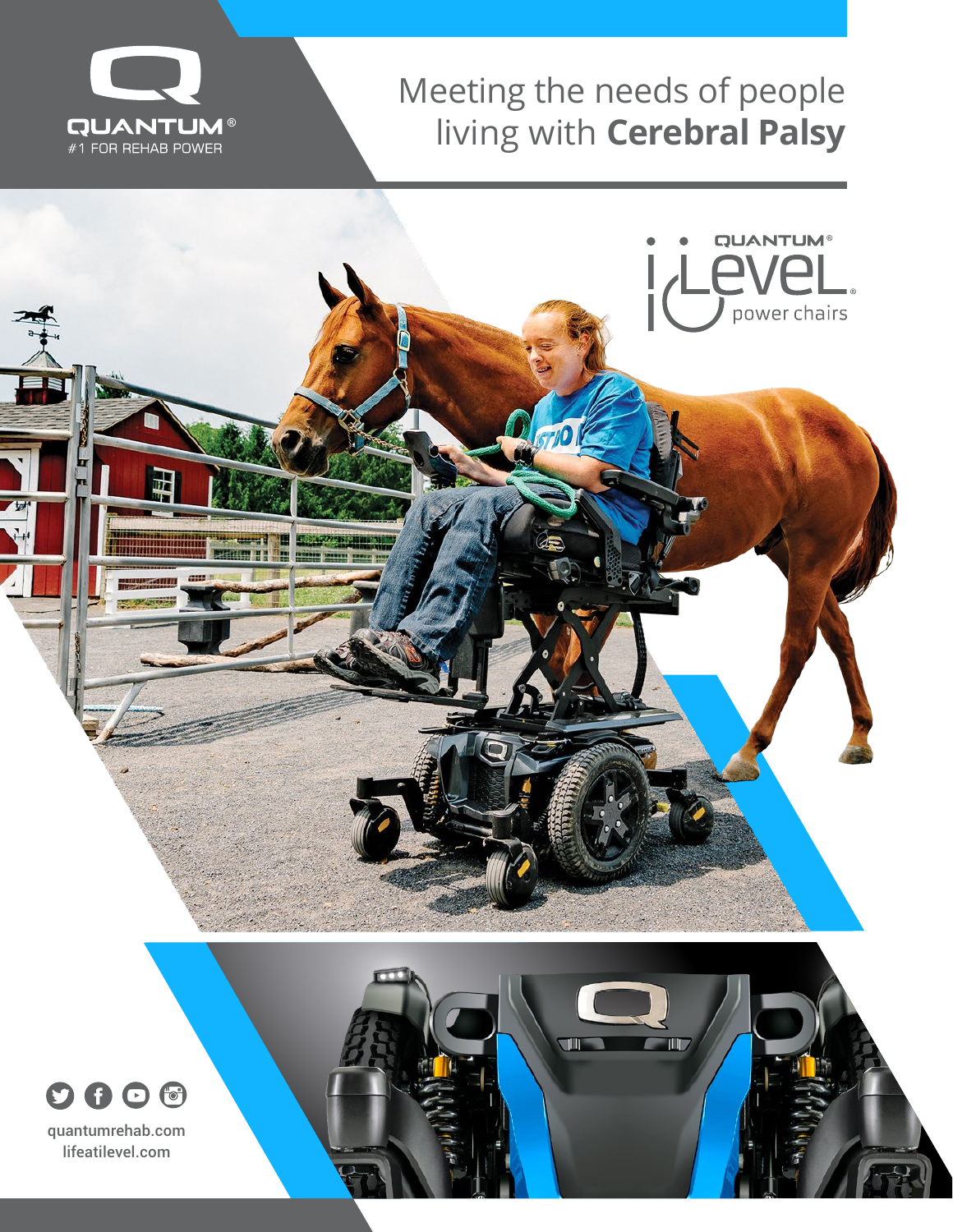QUANTUM®
#1 FOR REHAB POWER

# Meeting the needs of people living with **Cerebral Palsy**

QUANTUM® iLevel® power chairs

quantumrehab.com
lifeatilevel.com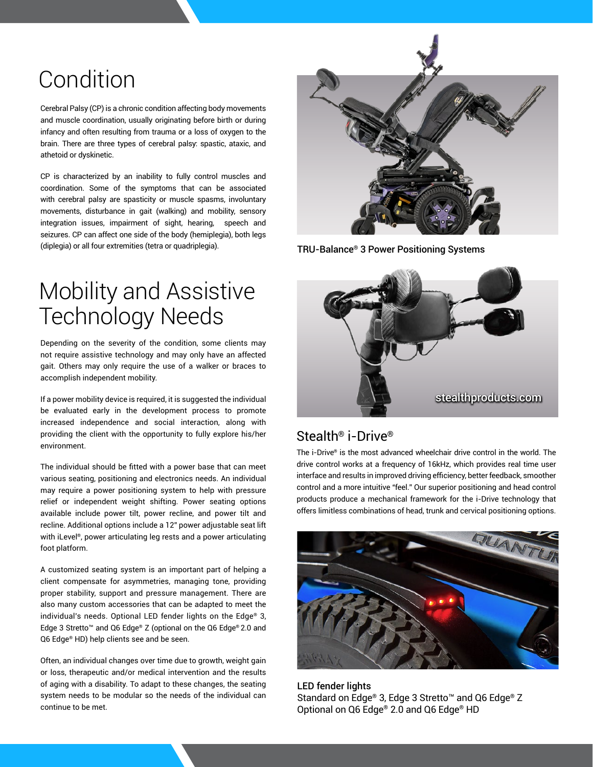# Condition

Cerebral Palsy (CP) is a chronic condition affecting body movements and muscle coordination, usually originating before birth or during infancy and often resulting from trauma or a loss of oxygen to the brain. There are three types of cerebral palsy: spastic, ataxic, and athetoid or dyskinetic.

CP is characterized by an inability to fully control muscles and coordination. Some of the symptoms that can be associated with cerebral palsy are spasticity or muscle spasms, involuntary movements, disturbance in gait (walking) and mobility, sensory integration issues, impairment of sight, hearing, speech and seizures. CP can affect one side of the body (hemiplegia), both legs (diplegia) or all four extremities (tetra or quadriplegia).

# Mobility and Assistive Technology Needs

Depending on the severity of the condition, some clients may not require assistive technology and may only have an affected gait. Others may only require the use of a walker or braces to accomplish independent mobility.

If a power mobility device is required, it is suggested the individual be evaluated early in the development process to promote increased independence and social interaction, along with providing the client with the opportunity to fully explore his/her environment.

The individual should be fitted with a power base that can meet various seating, positioning and electronics needs. An individual may require a power positioning system to help with pressure relief or independent weight shifting. Power seating options available include power tilt, power recline, and power tilt and recline. Additional options include a 12" power adjustable seat lift with iLevel®, power articulating leg rests and a power articulating foot platform.

A customized seating system is an important part of helping a client compensate for asymmetries, managing tone, providing proper stability, support and pressure management. There are also many custom accessories that can be adapted to meet the individual's needs. Optional LED fender lights on the Edge® 3, Edge 3 Stretto™ and Q6 Edge® Z (optional on the Q6 Edge® 2.0 and Q6 Edge® HD) help clients see and be seen.

Often, an individual changes over time due to growth, weight gain or loss, therapeutic and/or medical intervention and the results of aging with a disability. To adapt to these changes, the seating system needs to be modular so the needs of the individual can continue to be met.

TRU-Balance® 3 Power Positioning Systems

stealthproducts.com

## Stealth® i-Drive®

The i-Drive® is the most advanced wheelchair drive control in the world. The drive control works at a frequency of 16kHz, which provides real time user interface and results in improved driving efficiency, better feedback, smoother control and a more intuitive "feel." Our superior positioning and head control products produce a mechanical framework for the i-Drive technology that offers limitless combinations of head, trunk and cervical positioning options.

**LED fender lights**
Standard on Edge® 3, Edge 3 Stretto™ and Q6 Edge® Z
Optional on Q6 Edge® 2.0 and Q6 Edge® HD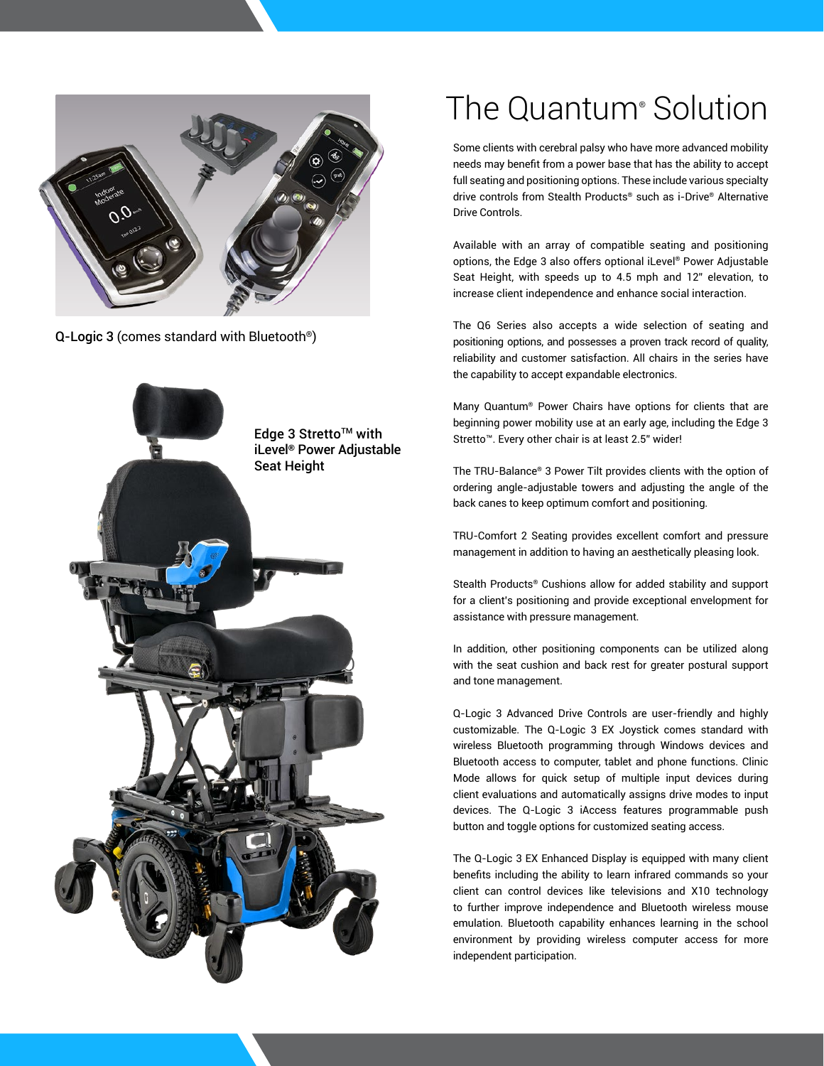Q-Logic 3 (comes standard with Bluetooth®)

Edge 3 Stretto™ with iLevel® Power Adjustable Seat Height

# The Quantum® Solution

Some clients with cerebral palsy who have more advanced mobility needs may benefit from a power base that has the ability to accept full seating and positioning options. These include various specialty drive controls from Stealth Products® such as i-Drive® Alternative Drive Controls.

Available with an array of compatible seating and positioning options, the Edge 3 also offers optional iLevel® Power Adjustable Seat Height, with speeds up to 4.5 mph and 12" elevation, to increase client independence and enhance social interaction.

The Q6 Series also accepts a wide selection of seating and positioning options, and possesses a proven track record of quality, reliability and customer satisfaction. All chairs in the series have the capability to accept expandable electronics.

Many Quantum® Power Chairs have options for clients that are beginning power mobility use at an early age, including the Edge 3 Stretto™. Every other chair is at least 2.5" wider!

The TRU-Balance® 3 Power Tilt provides clients with the option of ordering angle-adjustable towers and adjusting the angle of the back canes to keep optimum comfort and positioning.

TRU-Comfort 2 Seating provides excellent comfort and pressure management in addition to having an aesthetically pleasing look.

Stealth Products® Cushions allow for added stability and support for a client's positioning and provide exceptional envelopment for assistance with pressure management.

In addition, other positioning components can be utilized along with the seat cushion and back rest for greater postural support and tone management.

Q-Logic 3 Advanced Drive Controls are user-friendly and highly customizable. The Q-Logic 3 EX Joystick comes standard with wireless Bluetooth programming through Windows devices and Bluetooth access to computer, tablet and phone functions. Clinic Mode allows for quick setup of multiple input devices during client evaluations and automatically assigns drive modes to input devices. The Q-Logic 3 iAccess features programmable push button and toggle options for customized seating access.

The Q-Logic 3 EX Enhanced Display is equipped with many client benefits including the ability to learn infrared commands so your client can control devices like televisions and X10 technology to further improve independence and Bluetooth wireless mouse emulation. Bluetooth capability enhances learning in the school environment by providing wireless computer access for more independent participation.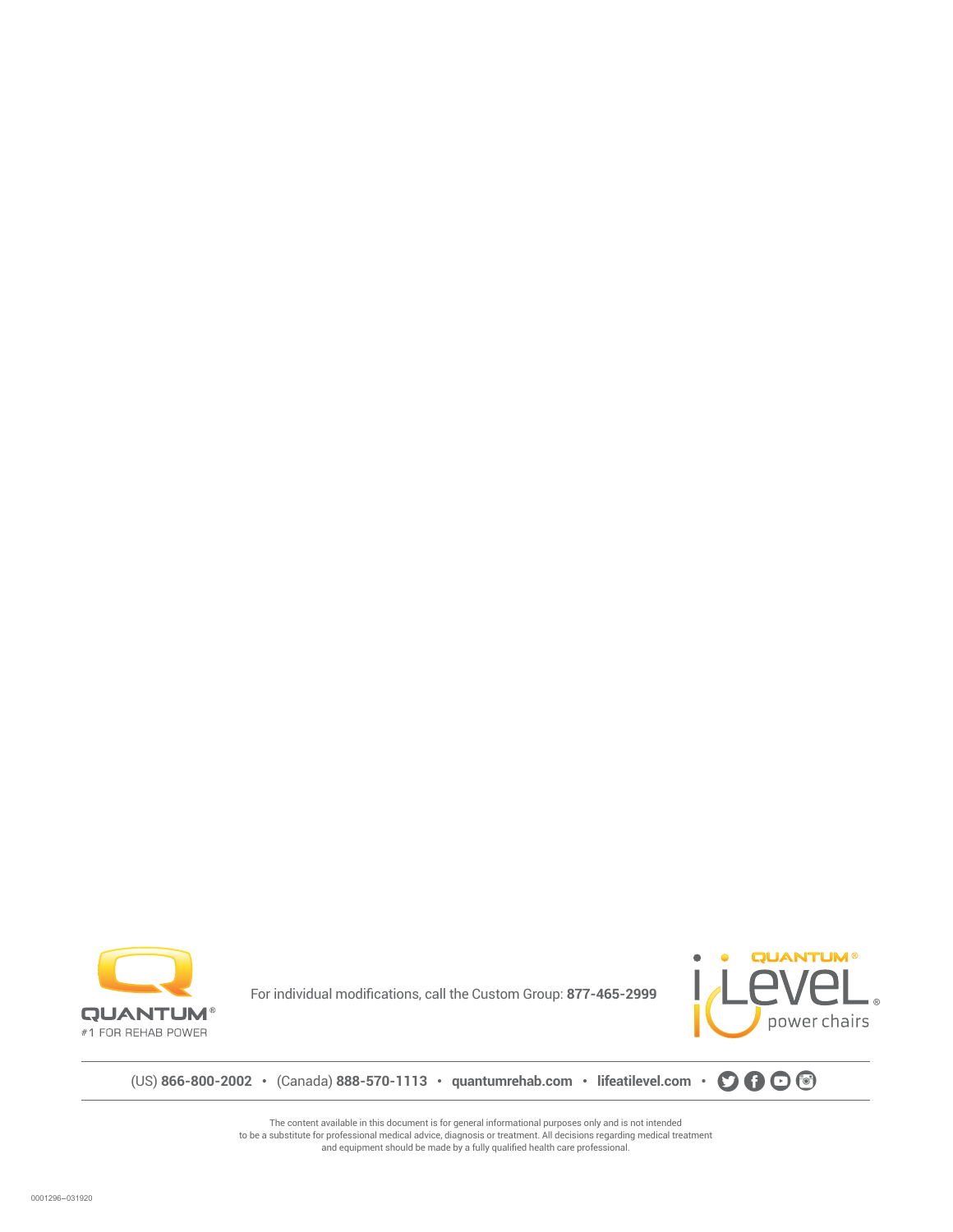QUANTUM®
#1 FOR REHAB POWER

For individual modifications, call the Custom Group: **877-465-2999**

QUANTUM®
iLevel®
power chairs

(US) **866-800-2002** • (Canada) **888-570-1113** • **quantumrehab.com** • **lifeatilevel.com** •

The content available in this document is for general informational purposes only and is not intended to be a substitute for professional medical advice, diagnosis or treatment. All decisions regarding medical treatment and equipment should be made by a fully qualified health care professional.

0001296–031920